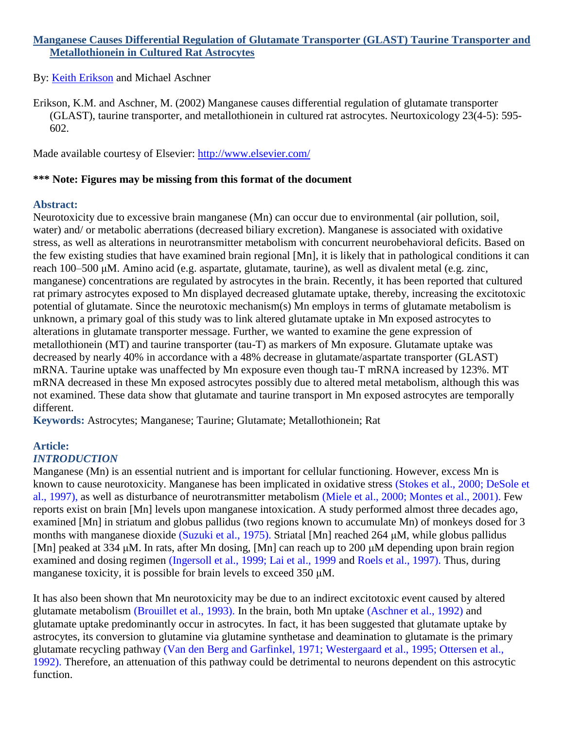# Manganese Causes Differential Regulation of Glutamate Transporter (GLAST) Taurine Transporter and Metallothionein in Cultured Rat Astrocytes

By: Keith Erikson and Michael Aschner

Erikson, K.M. and Aschner, M. (2002) Manganese causes differential regulation of glutamate transporter (GLAST), taurine transporter, and metallothionein in cultured rat astrocytes. Neurtoxicology 23(4-5): 595-602.

Made available courtesy of Elsevier: http://www.elsevier.com/

**\*\*\* Note: Figures may be missing from this format of the document**

## Abstract:

Neurotoxicity due to excessive brain manganese (Mn) can occur due to environmental (air pollution, soil, water) and/ or metabolic aberrations (decreased biliary excretion). Manganese is associated with oxidative stress, as well as alterations in neurotransmitter metabolism with concurrent neurobehavioral deficits. Based on the few existing studies that have examined brain regional [Mn], it is likely that in pathological conditions it can reach 100–500 μM. Amino acid (e.g. aspartate, glutamate, taurine), as well as divalent metal (e.g. zinc, manganese) concentrations are regulated by astrocytes in the brain. Recently, it has been reported that cultured rat primary astrocytes exposed to Mn displayed decreased glutamate uptake, thereby, increasing the excitotoxic potential of glutamate. Since the neurotoxic mechanism(s) Mn employs in terms of glutamate metabolism is unknown, a primary goal of this study was to link altered glutamate uptake in Mn exposed astrocytes to alterations in glutamate transporter message. Further, we wanted to examine the gene expression of metallothionein (MT) and taurine transporter (tau-T) as markers of Mn exposure. Glutamate uptake was decreased by nearly 40% in accordance with a 48% decrease in glutamate/aspartate transporter (GLAST) mRNA. Taurine uptake was unaffected by Mn exposure even though tau-T mRNA increased by 123%. MT mRNA decreased in these Mn exposed astrocytes possibly due to altered metal metabolism, although this was not examined. These data show that glutamate and taurine transport in Mn exposed astrocytes are temporally different.

**Keywords:** Astrocytes; Manganese; Taurine; Glutamate; Metallothionein; Rat

## Article:

### *INTRODUCTION*

Manganese (Mn) is an essential nutrient and is important for cellular functioning. However, excess Mn is known to cause neurotoxicity. Manganese has been implicated in oxidative stress (Stokes et al., 2000; DeSole et al., 1997), as well as disturbance of neurotransmitter metabolism (Miele et al., 2000; Montes et al., 2001). Few reports exist on brain [Mn] levels upon manganese intoxication. A study performed almost three decades ago, examined [Mn] in striatum and globus pallidus (two regions known to accumulate Mn) of monkeys dosed for 3 months with manganese dioxide (Suzuki et al., 1975). Striatal [Mn] reached 264 μM, while globus pallidus [Mn] peaked at 334 μM. In rats, after Mn dosing, [Mn] can reach up to 200 μM depending upon brain region examined and dosing regimen (Ingersoll et al., 1999; Lai et al., 1999 and Roels et al., 1997). Thus, during manganese toxicity, it is possible for brain levels to exceed 350 μM.

It has also been shown that Mn neurotoxicity may be due to an indirect excitotoxic event caused by altered glutamate metabolism (Brouillet et al., 1993). In the brain, both Mn uptake (Aschner et al., 1992) and glutamate uptake predominantly occur in astrocytes. In fact, it has been suggested that glutamate uptake by astrocytes, its conversion to glutamine via glutamine synthetase and deamination to glutamate is the primary glutamate recycling pathway (Van den Berg and Garfinkel, 1971; Westergaard et al., 1995; Ottersen et al., 1992). Therefore, an attenuation of this pathway could be detrimental to neurons dependent on this astrocytic function.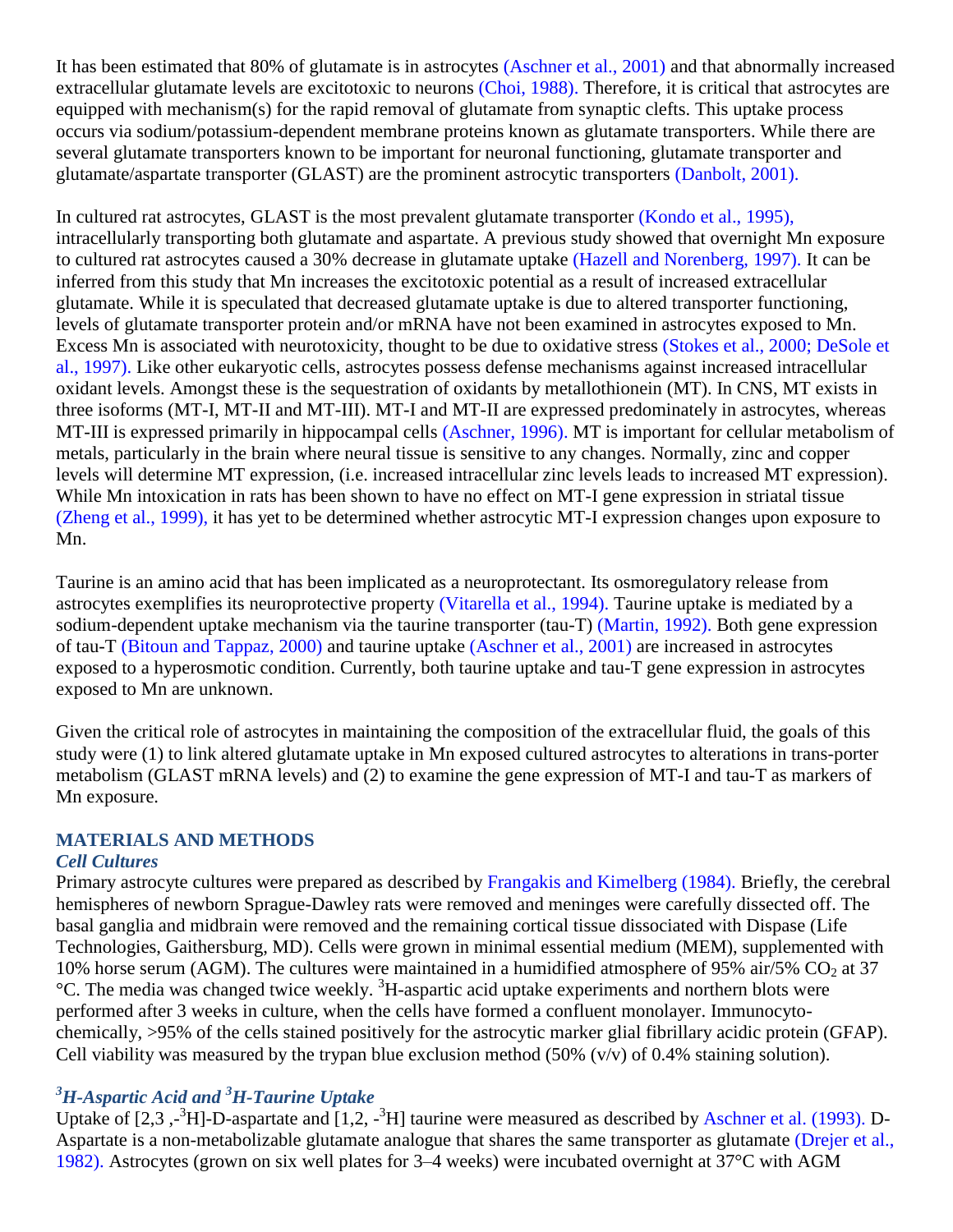It has been estimated that 80% of glutamate is in astrocytes (Aschner et al., 2001) and that abnormally increased extracellular glutamate levels are excitotoxic to neurons (Choi, 1988). Therefore, it is critical that astrocytes are equipped with mechanism(s) for the rapid removal of glutamate from synaptic clefts. This uptake process occurs via sodium/potassium-dependent membrane proteins known as glutamate transporters. While there are several glutamate transporters known to be important for neuronal functioning, glutamate transporter and glutamate/aspartate transporter (GLAST) are the prominent astrocytic transporters (Danbolt, 2001).

In cultured rat astrocytes, GLAST is the most prevalent glutamate transporter (Kondo et al., 1995), intracellularly transporting both glutamate and aspartate. A previous study showed that overnight Mn exposure to cultured rat astrocytes caused a 30% decrease in glutamate uptake (Hazell and Norenberg, 1997). It can be inferred from this study that Mn increases the excitotoxic potential as a result of increased extracellular glutamate. While it is speculated that decreased glutamate uptake is due to altered transporter functioning, levels of glutamate transporter protein and/or mRNA have not been examined in astrocytes exposed to Mn. Excess Mn is associated with neurotoxicity, thought to be due to oxidative stress (Stokes et al., 2000; DeSole et al., 1997). Like other eukaryotic cells, astrocytes possess defense mechanisms against increased intracellular oxidant levels. Amongst these is the sequestration of oxidants by metallothionein (MT). In CNS, MT exists in three isoforms (MT-I, MT-II and MT-III). MT-I and MT-II are expressed predominately in astrocytes, whereas MT-III is expressed primarily in hippocampal cells (Aschner, 1996). MT is important for cellular metabolism of metals, particularly in the brain where neural tissue is sensitive to any changes. Normally, zinc and copper levels will determine MT expression, (i.e. increased intracellular zinc levels leads to increased MT expression). While Mn intoxication in rats has been shown to have no effect on MT-I gene expression in striatal tissue (Zheng et al., 1999), it has yet to be determined whether astrocytic MT-I expression changes upon exposure to Mn.

Taurine is an amino acid that has been implicated as a neuroprotectant. Its osmoregulatory release from astrocytes exemplifies its neuroprotective property (Vitarella et al., 1994). Taurine uptake is mediated by a sodium-dependent uptake mechanism via the taurine transporter (tau-T) (Martin, 1992). Both gene expression of tau-T (Bitoun and Tappaz, 2000) and taurine uptake (Aschner et al., 2001) are increased in astrocytes exposed to a hyperosmotic condition. Currently, both taurine uptake and tau-T gene expression in astrocytes exposed to Mn are unknown.

Given the critical role of astrocytes in maintaining the composition of the extracellular fluid, the goals of this study were (1) to link altered glutamate uptake in Mn exposed cultured astrocytes to alterations in trans-porter metabolism (GLAST mRNA levels) and (2) to examine the gene expression of MT-I and tau-T as markers of Mn exposure.

## MATERIALS AND METHODS

### *Cell Cultures*

Primary astrocyte cultures were prepared as described by Frangakis and Kimelberg (1984). Briefly, the cerebral hemispheres of newborn Sprague-Dawley rats were removed and meninges were carefully dissected off. The basal ganglia and midbrain were removed and the remaining cortical tissue dissociated with Dispase (Life Technologies, Gaithersburg, MD). Cells were grown in minimal essential medium (MEM), supplemented with 10% horse serum (AGM). The cultures were maintained in a humidified atmosphere of 95% air/5% $CO_2$ at 37 °C. The media was changed twice weekly. $^3$H-aspartic acid uptake experiments and northern blots were performed after 3 weeks in culture, when the cells have formed a confluent monolayer. Immunocyto-chemically, >95% of the cells stained positively for the astrocytic marker glial fibrillary acidic protein (GFAP). Cell viability was measured by the trypan blue exclusion method (50% (v/v) of 0.4% staining solution).

### *$^3$H-Aspartic Acid and $^3$H-Taurine Uptake*

Uptake of [2,3 ,-$^3$H]-D-aspartate and [1,2, -$^3$H] taurine were measured as described by Aschner et al. (1993). D-Aspartate is a non-metabolizable glutamate analogue that shares the same transporter as glutamate (Drejer et al., 1982). Astrocytes (grown on six well plates for 3–4 weeks) were incubated overnight at 37°C with AGM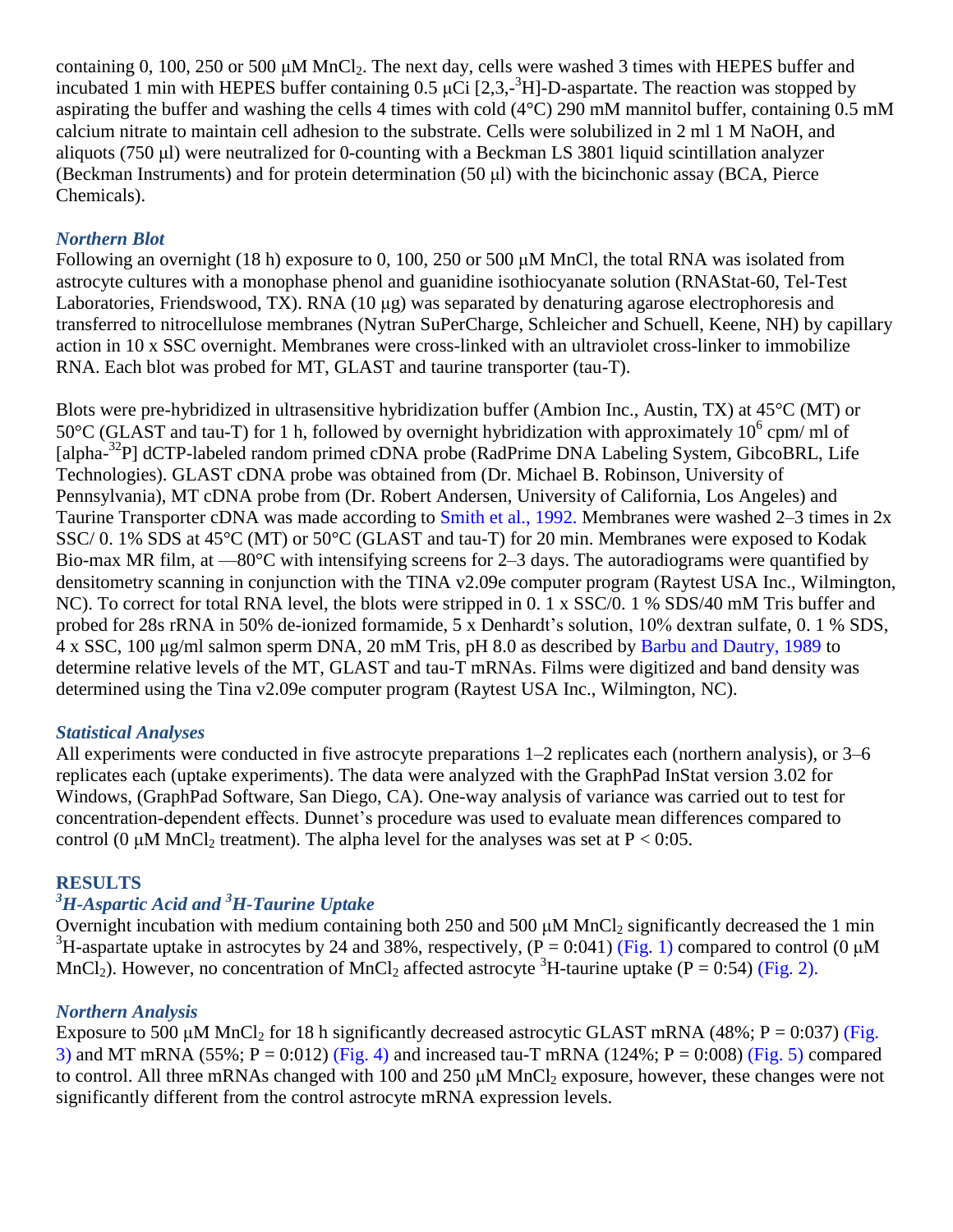containing 0, 100, 250 or 500 μM $MnCl_2$. The next day, cells were washed 3 times with HEPES buffer and incubated 1 min with HEPES buffer containing 0.5 μCi [2,3,-$^3$H]-D-aspartate. The reaction was stopped by aspirating the buffer and washing the cells 4 times with cold (4°C) 290 mM mannitol buffer, containing 0.5 mM calcium nitrate to maintain cell adhesion to the substrate. Cells were solubilized in 2 ml 1 M NaOH, and aliquots (750 μl) were neutralized for 0-counting with a Beckman LS 3801 liquid scintillation analyzer (Beckman Instruments) and for protein determination (50 μl) with the bicinchonic assay (BCA, Pierce Chemicals).

### *Northern Blot*

Following an overnight (18 h) exposure to 0, 100, 250 or 500 μM MnCl, the total RNA was isolated from astrocyte cultures with a monophase phenol and guanidine isothiocyanate solution (RNAStat-60, Tel-Test Laboratories, Friendswood, TX). RNA (10 μg) was separated by denaturing agarose electrophoresis and transferred to nitrocellulose membranes (Nytran SuPerCharge, Schleicher and Schuell, Keene, NH) by capillary action in 10 x SSC overnight. Membranes were cross-linked with an ultraviolet cross-linker to immobilize RNA. Each blot was probed for MT, GLAST and taurine transporter (tau-T).

Blots were pre-hybridized in ultrasensitive hybridization buffer (Ambion Inc., Austin, TX) at 45°C (MT) or 50°C (GLAST and tau-T) for 1 h, followed by overnight hybridization with approximately $10^6$ cpm/ ml of [alpha-$^{32}$P] dCTP-labeled random primed cDNA probe (RadPrime DNA Labeling System, GibcoBRL, Life Technologies). GLAST cDNA probe was obtained from (Dr. Michael B. Robinson, University of Pennsylvania), MT cDNA probe from (Dr. Robert Andersen, University of California, Los Angeles) and Taurine Transporter cDNA was made according to Smith et al., 1992. Membranes were washed 2–3 times in 2x SSC/ 0. 1% SDS at 45°C (MT) or 50°C (GLAST and tau-T) for 20 min. Membranes were exposed to Kodak Bio-max MR film, at —80°C with intensifying screens for 2–3 days. The autoradiograms were quantified by densitometry scanning in conjunction with the TINA v2.09e computer program (Raytest USA Inc., Wilmington, NC). To correct for total RNA level, the blots were stripped in 0. 1 x SSC/0. 1 % SDS/40 mM Tris buffer and probed for 28s rRNA in 50% de-ionized formamide, 5 x Denhardt's solution, 10% dextran sulfate, 0. 1 % SDS, 4 x SSC, 100 μg/ml salmon sperm DNA, 20 mM Tris, pH 8.0 as described by Barbu and Dautry, 1989 to determine relative levels of the MT, GLAST and tau-T mRNAs. Films were digitized and band density was determined using the Tina v2.09e computer program (Raytest USA Inc., Wilmington, NC).

### *Statistical Analyses*

All experiments were conducted in five astrocyte preparations 1–2 replicates each (northern analysis), or 3–6 replicates each (uptake experiments). The data were analyzed with the GraphPad InStat version 3.02 for Windows, (GraphPad Software, San Diego, CA). One-way analysis of variance was carried out to test for concentration-dependent effects. Dunnet's procedure was used to evaluate mean differences compared to control (0 μM $MnCl_2$ treatment). The alpha level for the analyses was set at P < 0:05.

## RESULTS

### *$^3$H-Aspartic Acid and $^3$H-Taurine Uptake*

Overnight incubation with medium containing both 250 and 500 μM $MnCl_2$ significantly decreased the 1 min $^3$H-aspartate uptake in astrocytes by 24 and 38%, respectively, (P = 0:041) (Fig. 1) compared to control (0 μM $MnCl_2$). However, no concentration of $MnCl_2$ affected astrocyte $^3$H-taurine uptake (P = 0:54) (Fig. 2).

### *Northern Analysis*

Exposure to 500 μM $MnCl_2$ for 18 h significantly decreased astrocytic GLAST mRNA (48%; P = 0:037) (Fig. 3) and MT mRNA (55%; P = 0:012) (Fig. 4) and increased tau-T mRNA (124%; P = 0:008) (Fig. 5) compared to control. All three mRNAs changed with 100 and 250 μM $MnCl_2$ exposure, however, these changes were not significantly different from the control astrocyte mRNA expression levels.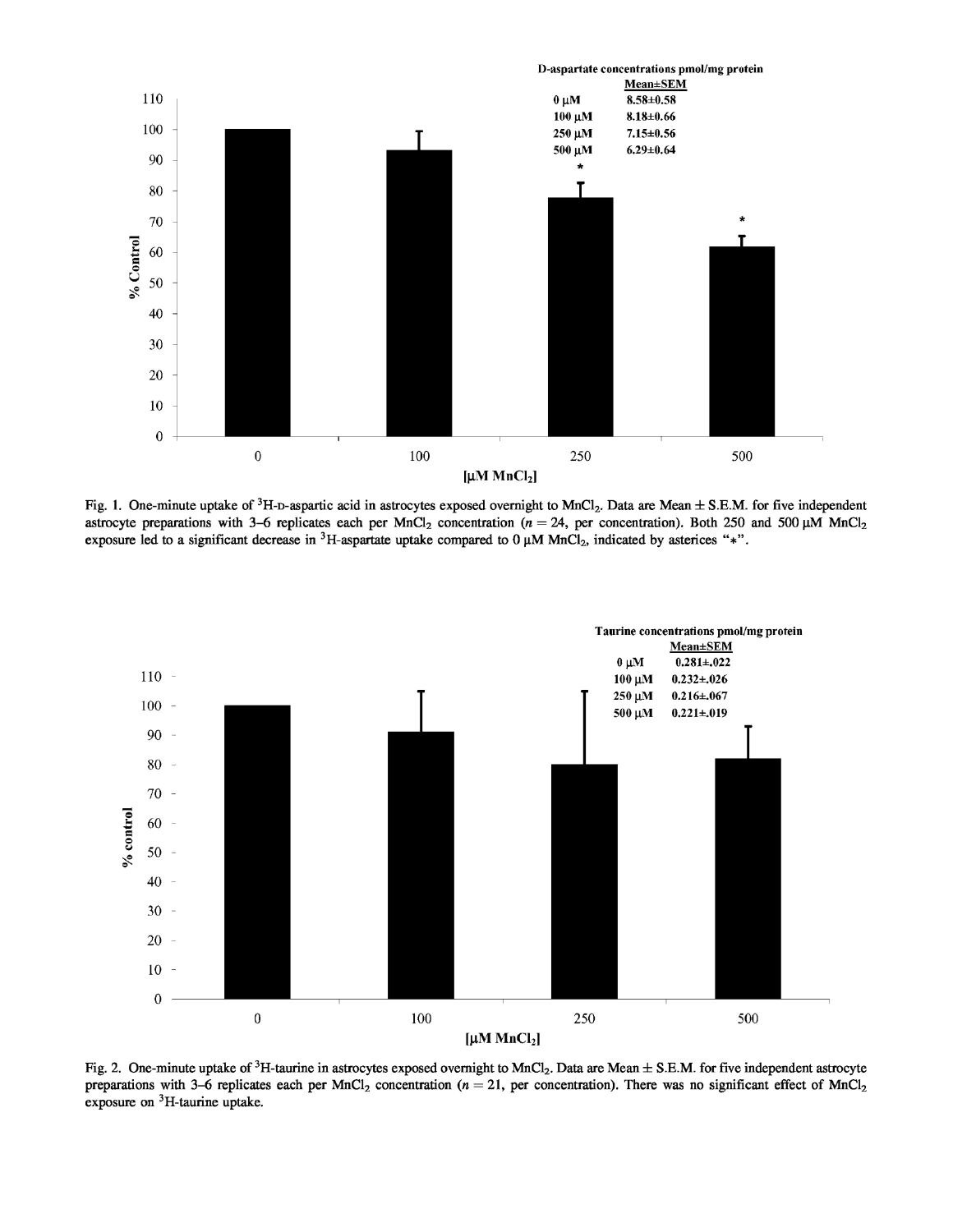| D-aspartate concentrations pmol/mg protein | Mean±SEM |
|---|---|
| 0 μM | 8.58±0.58 |
| 100 μM | 8.18±0.66 |
| 250 μM | 7.15±0.56 |
| 500 μM | 6.29±0.64 |

Fig. 1. One-minute uptake of $^3$H-D-aspartic acid in astrocytes exposed overnight to $MnCl_2$. Data are Mean ± S.E.M. for five independent astrocyte preparations with 3–6 replicates each per $MnCl_2$ concentration ($n = 24$, per concentration). Both 250 and 500 μM $MnCl_2$ exposure led to a significant decrease in $^3$H-aspartate uptake compared to 0 μM $MnCl_2$, indicated by asterices "*".

| Taurine concentrations pmol/mg protein | Mean±SEM |
|---|---|
| 0 μM | 0.281±.022 |
| 100 μM | 0.232±.026 |
| 250 μM | 0.216±.067 |
| 500 μM | 0.221±.019 |

Fig. 2. One-minute uptake of $^3$H-taurine in astrocytes exposed overnight to $MnCl_2$. Data are Mean ± S.E.M. for five independent astrocyte preparations with 3–6 replicates each per $MnCl_2$ concentration ($n = 21$, per concentration). There was no significant effect of $MnCl_2$ exposure on $^3$H-taurine uptake.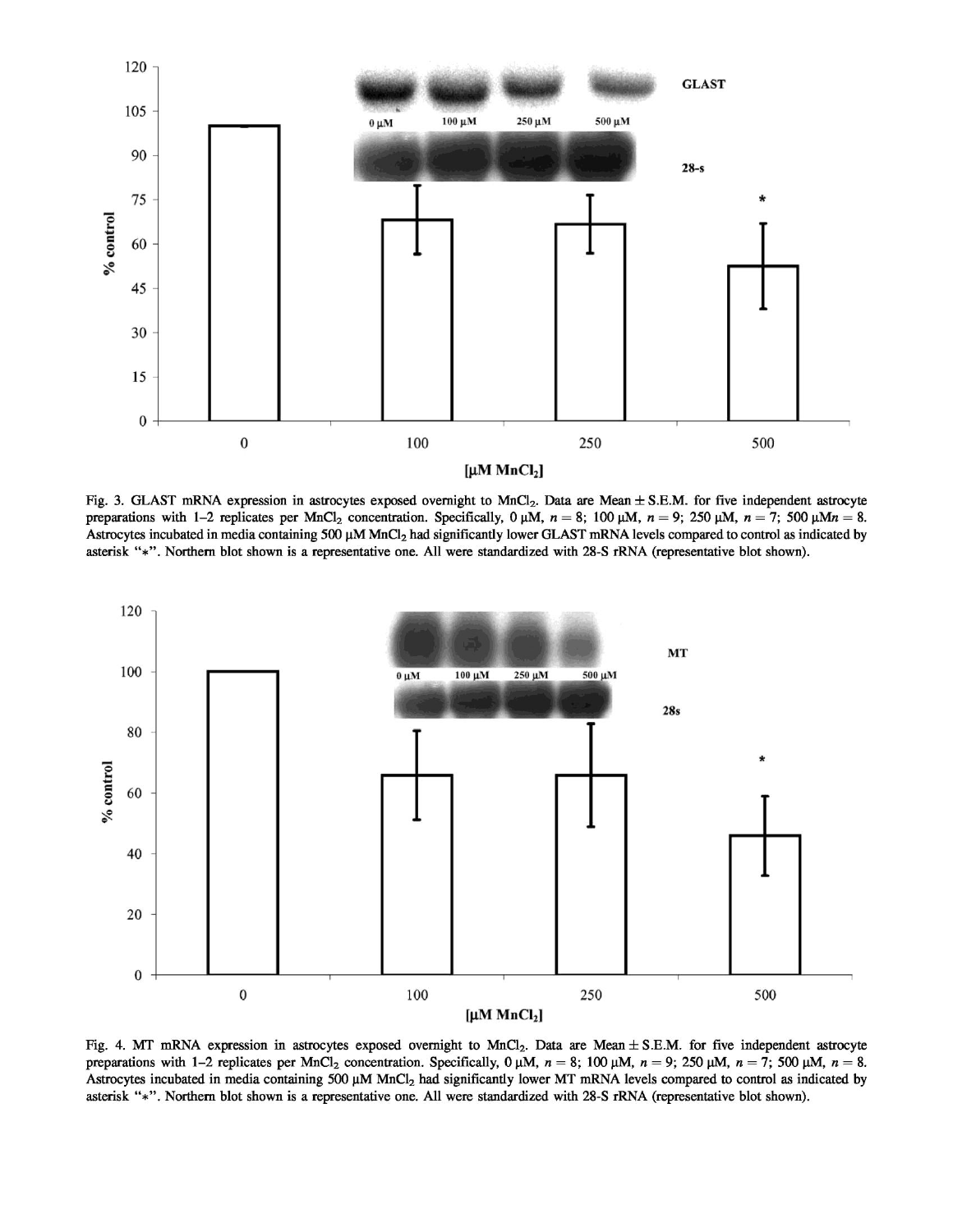Fig. 3. GLAST mRNA expression in astrocytes exposed overnight to $MnCl_2$. Data are Mean ± S.E.M. for five independent astrocyte preparations with 1–2 replicates per $MnCl_2$ concentration. Specifically, 0 μM, $n = 8$; 100 μM, $n = 9$; 250 μM, $n = 7$; 500 μM$n = 8$. Astrocytes incubated in media containing 500 μM $MnCl_2$ had significantly lower GLAST mRNA levels compared to control as indicated by asterisk "*". Northern blot shown is a representative one. All were standardized with 28-S rRNA (representative blot shown).

Fig. 4. MT mRNA expression in astrocytes exposed overnight to $MnCl_2$. Data are Mean ± S.E.M. for five independent astrocyte preparations with 1–2 replicates per $MnCl_2$ concentration. Specifically, 0 μM, $n = 8$; 100 μM, $n = 9$; 250 μM, $n = 7$; 500 μM, $n = 8$. Astrocytes incubated in media containing 500 μM $MnCl_2$ had significantly lower MT mRNA levels compared to control as indicated by asterisk "*". Northern blot shown is a representative one. All were standardized with 28-S rRNA (representative blot shown).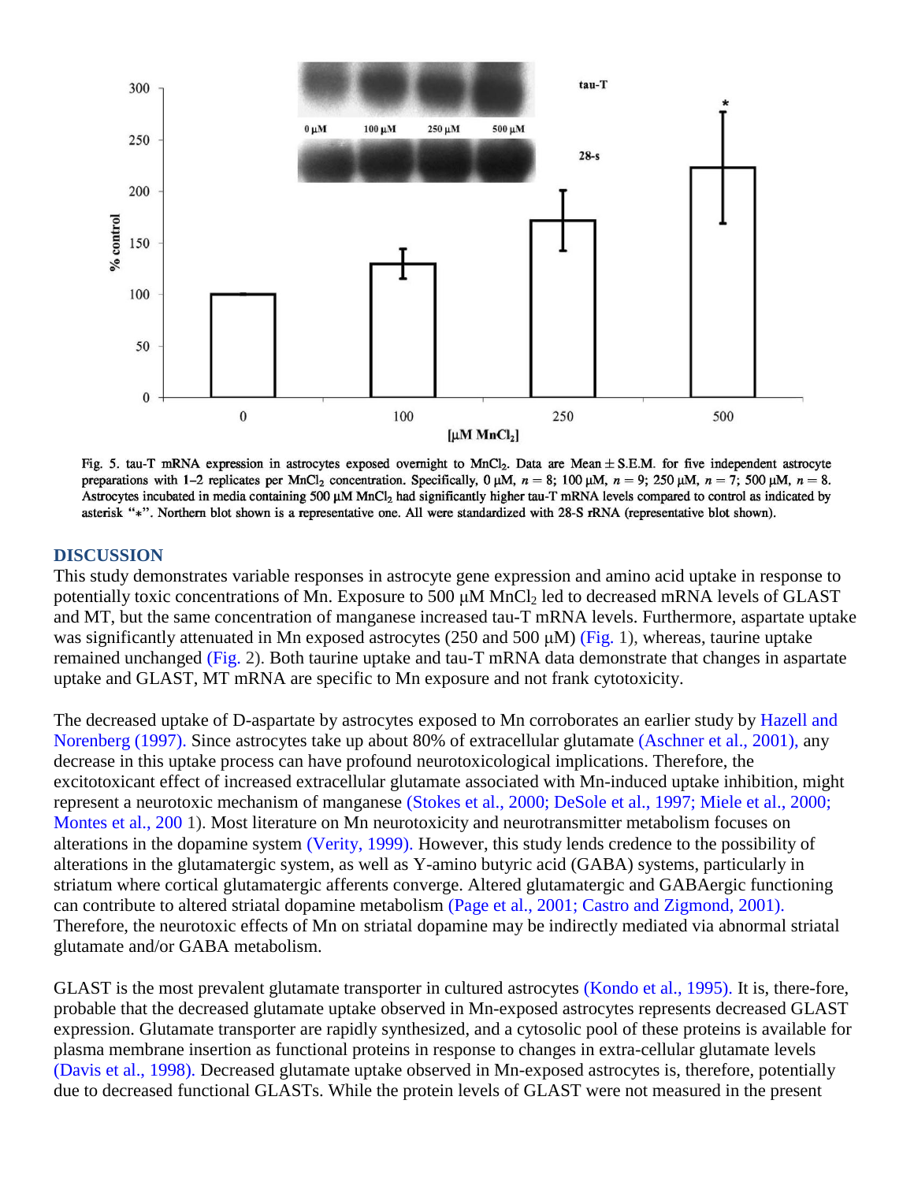Fig. 5. tau-T mRNA expression in astrocytes exposed overnight to $MnCl_2$. Data are Mean ± S.E.M. for five independent astrocyte preparations with 1–2 replicates per $MnCl_2$ concentration. Specifically, 0 μM, $n = 8$; 100 μM, $n = 9$; 250 μM, $n = 7$; 500 μM, $n = 8$. Astrocytes incubated in media containing 500 μM $MnCl_2$ had significantly higher tau-T mRNA levels compared to control as indicated by asterisk "*". Northern blot shown is a representative one. All were standardized with 28-S rRNA (representative blot shown).

## DISCUSSION

This study demonstrates variable responses in astrocyte gene expression and amino acid uptake in response to potentially toxic concentrations of Mn. Exposure to 500 μM $MnCl_2$ led to decreased mRNA levels of GLAST and MT, but the same concentration of manganese increased tau-T mRNA levels. Furthermore, aspartate uptake was significantly attenuated in Mn exposed astrocytes (250 and 500 μM) (Fig. 1), whereas, taurine uptake remained unchanged (Fig. 2). Both taurine uptake and tau-T mRNA data demonstrate that changes in aspartate uptake and GLAST, MT mRNA are specific to Mn exposure and not frank cytotoxicity.

The decreased uptake of D-aspartate by astrocytes exposed to Mn corroborates an earlier study by Hazell and Norenberg (1997). Since astrocytes take up about 80% of extracellular glutamate (Aschner et al., 2001), any decrease in this uptake process can have profound neurotoxicological implications. Therefore, the excitotoxicant effect of increased extracellular glutamate associated with Mn-induced uptake inhibition, might represent a neurotoxic mechanism of manganese (Stokes et al., 2000; DeSole et al., 1997; Miele et al., 2000; Montes et al., 200 1). Most literature on Mn neurotoxicity and neurotransmitter metabolism focuses on alterations in the dopamine system (Verity, 1999). However, this study lends credence to the possibility of alterations in the glutamatergic system, as well as Y-amino butyric acid (GABA) systems, particularly in striatum where cortical glutamatergic afferents converge. Altered glutamatergic and GABAergic functioning can contribute to altered striatal dopamine metabolism (Page et al., 2001; Castro and Zigmond, 2001). Therefore, the neurotoxic effects of Mn on striatal dopamine may be indirectly mediated via abnormal striatal glutamate and/or GABA metabolism.

GLAST is the most prevalent glutamate transporter in cultured astrocytes (Kondo et al., 1995). It is, there-fore, probable that the decreased glutamate uptake observed in Mn-exposed astrocytes represents decreased GLAST expression. Glutamate transporter are rapidly synthesized, and a cytosolic pool of these proteins is available for plasma membrane insertion as functional proteins in response to changes in extra-cellular glutamate levels (Davis et al., 1998). Decreased glutamate uptake observed in Mn-exposed astrocytes is, therefore, potentially due to decreased functional GLASTs. While the protein levels of GLAST were not measured in the present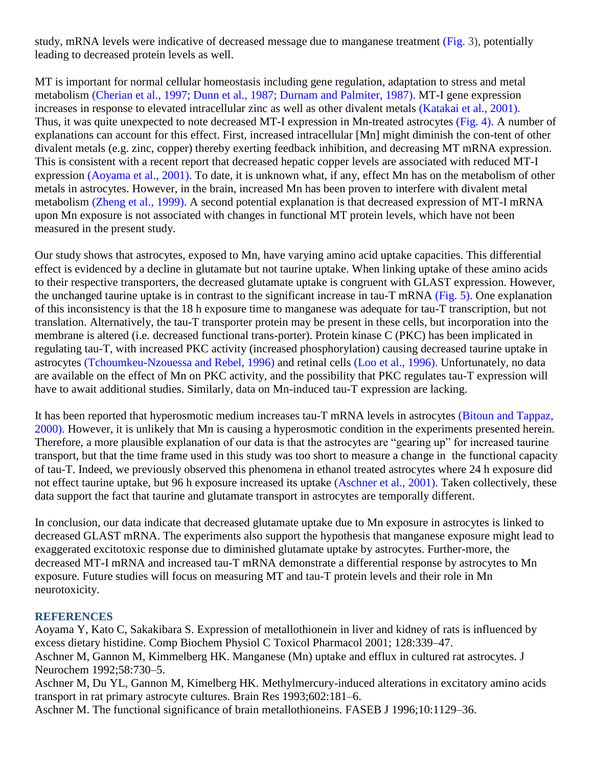study, mRNA levels were indicative of decreased message due to manganese treatment (Fig. 3), potentially leading to decreased protein levels as well.

MT is important for normal cellular homeostasis including gene regulation, adaptation to stress and metal metabolism (Cherian et al., 1997; Dunn et al., 1987; Durnam and Palmiter, 1987). MT-I gene expression increases in response to elevated intracellular zinc as well as other divalent metals (Katakai et al., 2001). Thus, it was quite unexpected to note decreased MT-I expression in Mn-treated astrocytes (Fig. 4). A number of explanations can account for this effect. First, increased intracellular [Mn] might diminish the con-tent of other divalent metals (e.g. zinc, copper) thereby exerting feedback inhibition, and decreasing MT mRNA expression. This is consistent with a recent report that decreased hepatic copper levels are associated with reduced MT-I expression (Aoyama et al., 2001). To date, it is unknown what, if any, effect Mn has on the metabolism of other metals in astrocytes. However, in the brain, increased Mn has been proven to interfere with divalent metal metabolism (Zheng et al., 1999). A second potential explanation is that decreased expression of MT-I mRNA upon Mn exposure is not associated with changes in functional MT protein levels, which have not been measured in the present study.

Our study shows that astrocytes, exposed to Mn, have varying amino acid uptake capacities. This differential effect is evidenced by a decline in glutamate but not taurine uptake. When linking uptake of these amino acids to their respective transporters, the decreased glutamate uptake is congruent with GLAST expression. However, the unchanged taurine uptake is in contrast to the significant increase in tau-T mRNA (Fig. 5). One explanation of this inconsistency is that the 18 h exposure time to manganese was adequate for tau-T transcription, but not translation. Alternatively, the tau-T transporter protein may be present in these cells, but incorporation into the membrane is altered (i.e. decreased functional trans-porter). Protein kinase C (PKC) has been implicated in regulating tau-T, with increased PKC activity (increased phosphorylation) causing decreased taurine uptake in astrocytes (Tchoumkeu-Nzouessa and Rebel, 1996) and retinal cells (Loo et al., 1996). Unfortunately, no data are available on the effect of Mn on PKC activity, and the possibility that PKC regulates tau-T expression will have to await additional studies. Similarly, data on Mn-induced tau-T expression are lacking.

It has been reported that hyperosmotic medium increases tau-T mRNA levels in astrocytes (Bitoun and Tappaz, 2000). However, it is unlikely that Mn is causing a hyperosmotic condition in the experiments presented herein. Therefore, a more plausible explanation of our data is that the astrocytes are "gearing up" for increased taurine transport, but that the time frame used in this study was too short to measure a change in the functional capacity of tau-T. Indeed, we previously observed this phenomena in ethanol treated astrocytes where 24 h exposure did not effect taurine uptake, but 96 h exposure increased its uptake (Aschner et al., 2001). Taken collectively, these data support the fact that taurine and glutamate transport in astrocytes are temporally different.

In conclusion, our data indicate that decreased glutamate uptake due to Mn exposure in astrocytes is linked to decreased GLAST mRNA. The experiments also support the hypothesis that manganese exposure might lead to exaggerated excitotoxic response due to diminished glutamate uptake by astrocytes. Further-more, the decreased MT-I mRNA and increased tau-T mRNA demonstrate a differential response by astrocytes to Mn exposure. Future studies will focus on measuring MT and tau-T protein levels and their role in Mn neurotoxicity.

## REFERENCES

Aoyama Y, Kato C, Sakakibara S. Expression of metallothionein in liver and kidney of rats is influenced by excess dietary histidine. Comp Biochem Physiol C Toxicol Pharmacol 2001; 128:339–47.

Aschner M, Gannon M, Kimmelberg HK. Manganese (Mn) uptake and efflux in cultured rat astrocytes. J Neurochem 1992;58:730–5.

Aschner M, Du YL, Gannon M, Kimelberg HK. Methylmercury-induced alterations in excitatory amino acids transport in rat primary astrocyte cultures. Brain Res 1993;602:181–6.

Aschner M. The functional significance of brain metallothioneins. FASEB J 1996;10:1129–36.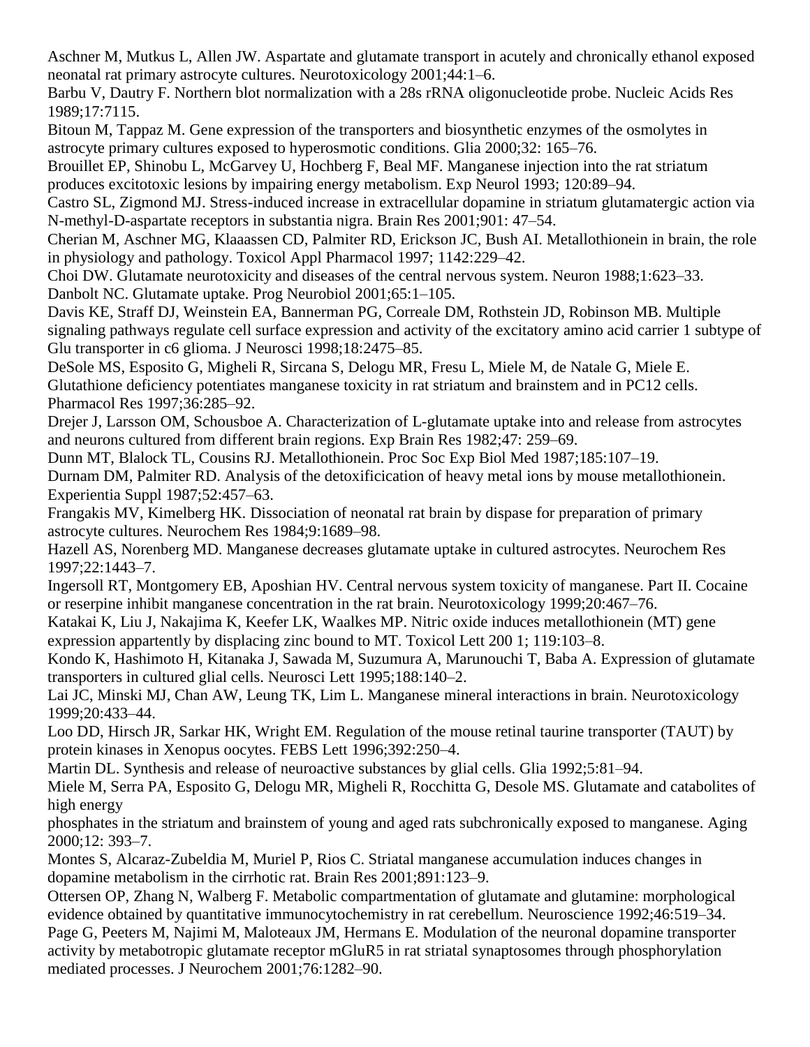Aschner M, Mutkus L, Allen JW. Aspartate and glutamate transport in acutely and chronically ethanol exposed neonatal rat primary astrocyte cultures. Neurotoxicology 2001;44:1–6.

Barbu V, Dautry F. Northern blot normalization with a 28s rRNA oligonucleotide probe. Nucleic Acids Res 1989;17:7115.

Bitoun M, Tappaz M. Gene expression of the transporters and biosynthetic enzymes of the osmolytes in astrocyte primary cultures exposed to hyperosmotic conditions. Glia 2000;32: 165–76.

Brouillet EP, Shinobu L, McGarvey U, Hochberg F, Beal MF. Manganese injection into the rat striatum produces excitotoxic lesions by impairing energy metabolism. Exp Neurol 1993; 120:89–94.

Castro SL, Zigmond MJ. Stress-induced increase in extracellular dopamine in striatum glutamatergic action via N-methyl-D-aspartate receptors in substantia nigra. Brain Res 2001;901: 47–54.

Cherian M, Aschner MG, Klaaassen CD, Palmiter RD, Erickson JC, Bush AI. Metallothionein in brain, the role in physiology and pathology. Toxicol Appl Pharmacol 1997; 1142:229–42.

Choi DW. Glutamate neurotoxicity and diseases of the central nervous system. Neuron 1988;1:623–33.

Danbolt NC. Glutamate uptake. Prog Neurobiol 2001;65:1–105.

Davis KE, Straff DJ, Weinstein EA, Bannerman PG, Correale DM, Rothstein JD, Robinson MB. Multiple signaling pathways regulate cell surface expression and activity of the excitatory amino acid carrier 1 subtype of Glu transporter in c6 glioma. J Neurosci 1998;18:2475–85.

DeSole MS, Esposito G, Migheli R, Sircana S, Delogu MR, Fresu L, Miele M, de Natale G, Miele E. Glutathione deficiency potentiates manganese toxicity in rat striatum and brainstem and in PC12 cells. Pharmacol Res 1997;36:285–92.

Drejer J, Larsson OM, Schousboe A. Characterization of L-glutamate uptake into and release from astrocytes and neurons cultured from different brain regions. Exp Brain Res 1982;47: 259–69.

Dunn MT, Blalock TL, Cousins RJ. Metallothionein. Proc Soc Exp Biol Med 1987;185:107–19.

Durnam DM, Palmiter RD. Analysis of the detoxificication of heavy metal ions by mouse metallothionein. Experientia Suppl 1987;52:457–63.

Frangakis MV, Kimelberg HK. Dissociation of neonatal rat brain by dispase for preparation of primary astrocyte cultures. Neurochem Res 1984;9:1689–98.

Hazell AS, Norenberg MD. Manganese decreases glutamate uptake in cultured astrocytes. Neurochem Res 1997;22:1443–7.

Ingersoll RT, Montgomery EB, Aposhian HV. Central nervous system toxicity of manganese. Part II. Cocaine or reserpine inhibit manganese concentration in the rat brain. Neurotoxicology 1999;20:467–76.

Katakai K, Liu J, Nakajima K, Keefer LK, Waalkes MP. Nitric oxide induces metallothionein (MT) gene expression appartently by displacing zinc bound to MT. Toxicol Lett 200 1; 119:103–8.

Kondo K, Hashimoto H, Kitanaka J, Sawada M, Suzumura A, Marunouchi T, Baba A. Expression of glutamate transporters in cultured glial cells. Neurosci Lett 1995;188:140–2.

Lai JC, Minski MJ, Chan AW, Leung TK, Lim L. Manganese mineral interactions in brain. Neurotoxicology 1999;20:433–44.

Loo DD, Hirsch JR, Sarkar HK, Wright EM. Regulation of the mouse retinal taurine transporter (TAUT) by protein kinases in Xenopus oocytes. FEBS Lett 1996;392:250–4.

Martin DL. Synthesis and release of neuroactive substances by glial cells. Glia 1992;5:81–94.

Miele M, Serra PA, Esposito G, Delogu MR, Migheli R, Rocchitta G, Desole MS. Glutamate and catabolites of high energy
phosphates in the striatum and brainstem of young and aged rats subchronically exposed to manganese. Aging 2000;12: 393–7.

Montes S, Alcaraz-Zubeldia M, Muriel P, Rios C. Striatal manganese accumulation induces changes in dopamine metabolism in the cirrhotic rat. Brain Res 2001;891:123–9.

Ottersen OP, Zhang N, Walberg F. Metabolic compartmentation of glutamate and glutamine: morphological evidence obtained by quantitative immunocytochemistry in rat cerebellum. Neuroscience 1992;46:519–34.

Page G, Peeters M, Najimi M, Maloteaux JM, Hermans E. Modulation of the neuronal dopamine transporter activity by metabotropic glutamate receptor mGluR5 in rat striatal synaptosomes through phosphorylation mediated processes. J Neurochem 2001;76:1282–90.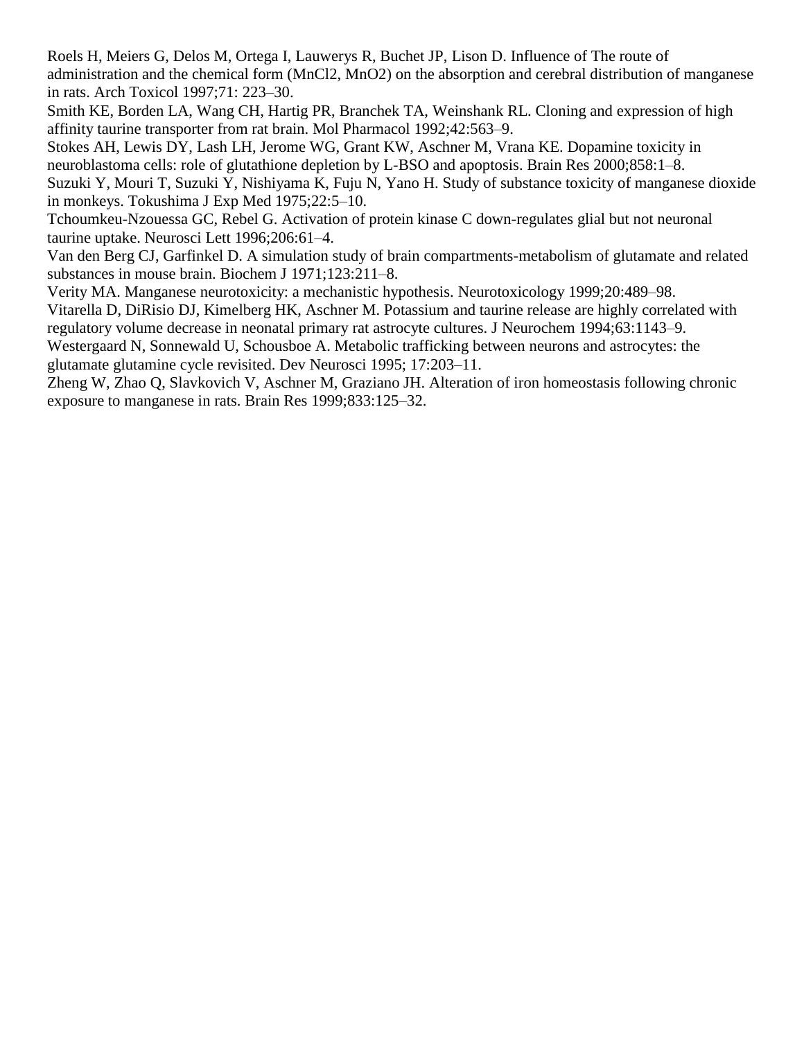Roels H, Meiers G, Delos M, Ortega I, Lauwerys R, Buchet JP, Lison D. Influence of The route of administration and the chemical form ($MnCl_2$, $MnO_2$) on the absorption and cerebral distribution of manganese in rats. Arch Toxicol 1997;71: 223–30.

Smith KE, Borden LA, Wang CH, Hartig PR, Branchek TA, Weinshank RL. Cloning and expression of high affinity taurine transporter from rat brain. Mol Pharmacol 1992;42:563–9.

Stokes AH, Lewis DY, Lash LH, Jerome WG, Grant KW, Aschner M, Vrana KE. Dopamine toxicity in neuroblastoma cells: role of glutathione depletion by L-BSO and apoptosis. Brain Res 2000;858:1–8.

Suzuki Y, Mouri T, Suzuki Y, Nishiyama K, Fuju N, Yano H. Study of substance toxicity of manganese dioxide in monkeys. Tokushima J Exp Med 1975;22:5–10.

Tchoumkeu-Nzouessa GC, Rebel G. Activation of protein kinase C down-regulates glial but not neuronal taurine uptake. Neurosci Lett 1996;206:61–4.

Van den Berg CJ, Garfinkel D. A simulation study of brain compartments-metabolism of glutamate and related substances in mouse brain. Biochem J 1971;123:211–8.

Verity MA. Manganese neurotoxicity: a mechanistic hypothesis. Neurotoxicology 1999;20:489–98.

Vitarella D, DiRisio DJ, Kimelberg HK, Aschner M. Potassium and taurine release are highly correlated with regulatory volume decrease in neonatal primary rat astrocyte cultures. J Neurochem 1994;63:1143–9.

Westergaard N, Sonnewald U, Schousboe A. Metabolic trafficking between neurons and astrocytes: the glutamate glutamine cycle revisited. Dev Neurosci 1995; 17:203–11.

Zheng W, Zhao Q, Slavkovich V, Aschner M, Graziano JH. Alteration of iron homeostasis following chronic exposure to manganese in rats. Brain Res 1999;833:125–32.